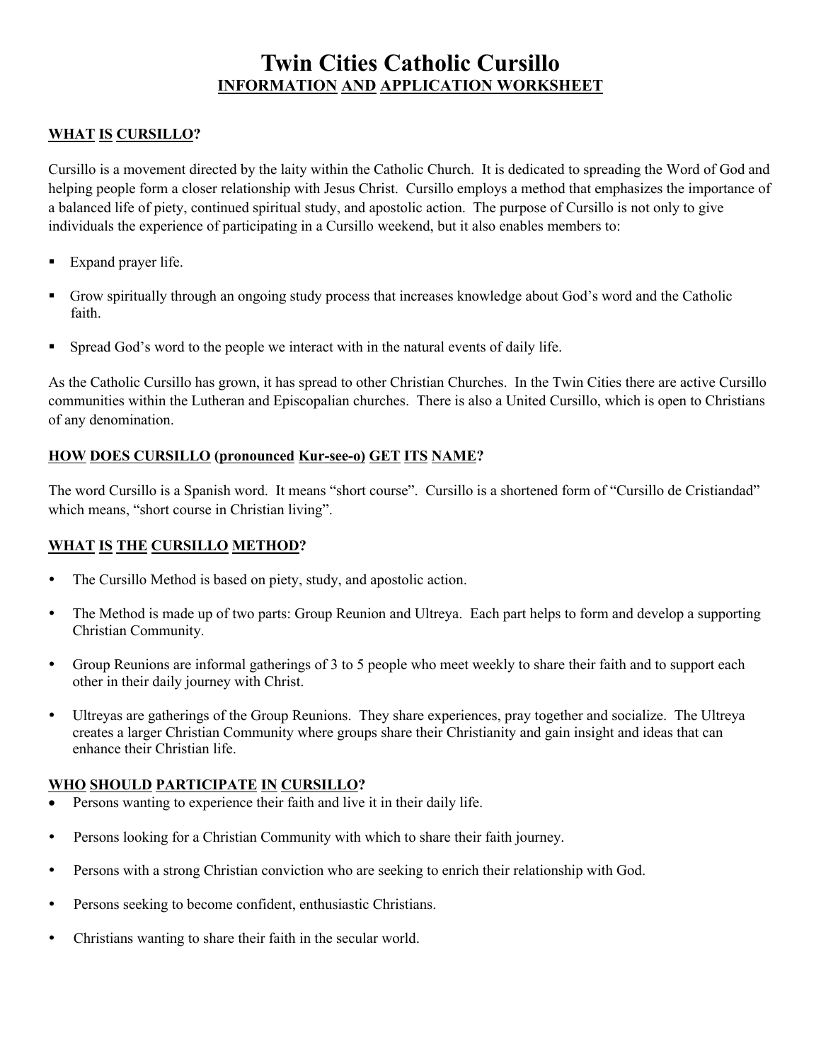# Twin Cities Catholic Cursillo

## INFORMATION AND APPLICATION WORKSHEET

### WHAT IS CURSILLO?

Cursillo is a movement directed by the laity within the Catholic Church. It is dedicated to spreading the Word of God and helping people form a closer relationship with Jesus Christ. Cursillo employs a method that emphasizes the importance of a balanced life of piety, continued spiritual study, and apostolic action. The purpose of Cursillo is not only to give individuals the experience of participating in a Cursillo weekend, but it also enables members to:

- Expand prayer life.
- Grow spiritually through an ongoing study process that increases knowledge about God's word and the Catholic faith.
- Spread God's word to the people we interact with in the natural events of daily life.

As the Catholic Cursillo has grown, it has spread to other Christian Churches. In the Twin Cities there are active Cursillo communities within the Lutheran and Episcopalian churches. There is also a United Cursillo, which is open to Christians of any denomination.

### HOW DOES CURSILLO (pronounced Kur-see-o) GET ITS NAME?

The word Cursillo is a Spanish word. It means "short course". Cursillo is a shortened form of "Cursillo de Cristiandad" which means, "short course in Christian living".

### WHAT IS THE CURSILLO METHOD?

- The Cursillo Method is based on piety, study, and apostolic action.
- The Method is made up of two parts: Group Reunion and Ultreya. Each part helps to form and develop a supporting Christian Community.
- Group Reunions are informal gatherings of 3 to 5 people who meet weekly to share their faith and to support each other in their daily journey with Christ.
- Ultreyas are gatherings of the Group Reunions. They share experiences, pray together and socialize. The Ultreya creates a larger Christian Community where groups share their Christianity and gain insight and ideas that can enhance their Christian life.

### WHO SHOULD PARTICIPATE IN CURSILLO?

- Persons wanting to experience their faith and live it in their daily life.
- Persons looking for a Christian Community with which to share their faith journey.
- Persons with a strong Christian conviction who are seeking to enrich their relationship with God.
- Persons seeking to become confident, enthusiastic Christians.
- Christians wanting to share their faith in the secular world.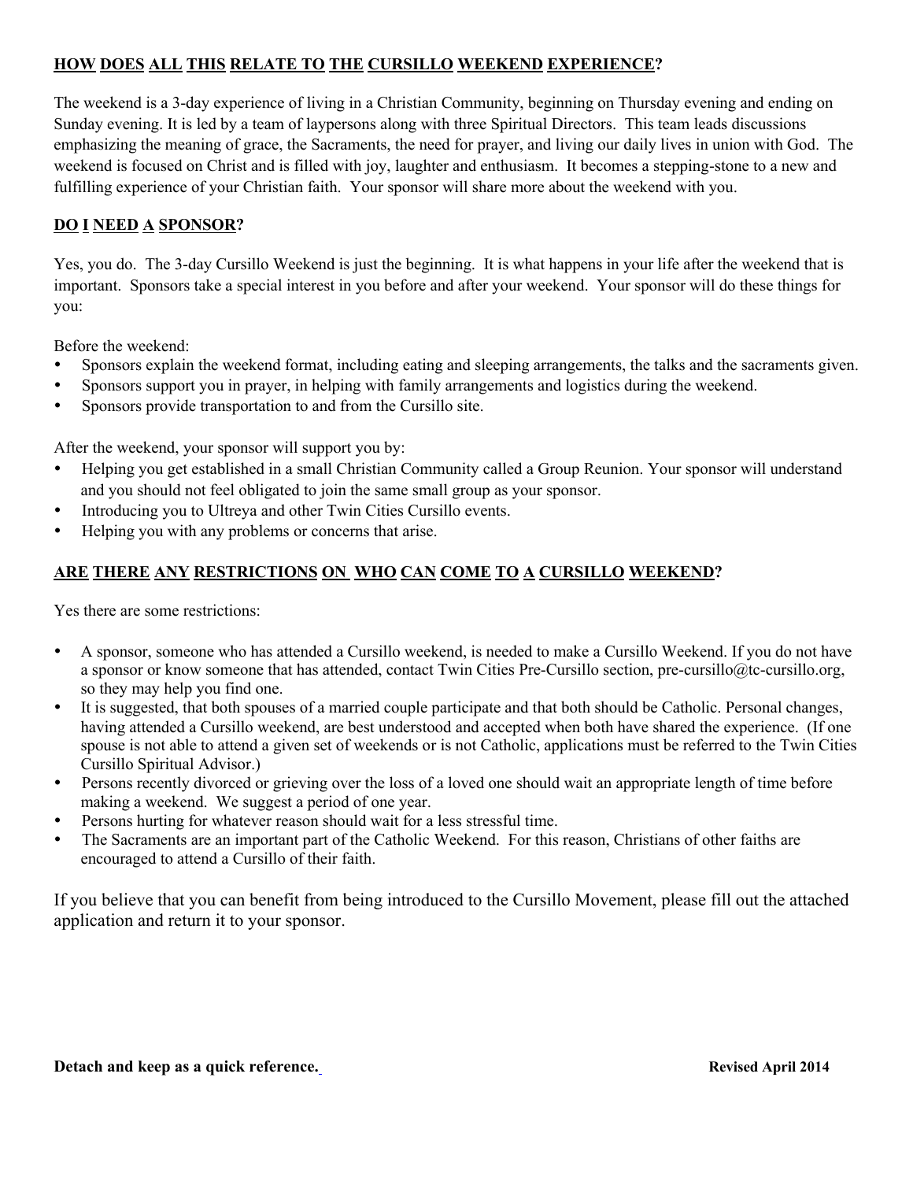## HOW DOES ALL THIS RELATE TO THE CURSILLO WEEKEND EXPERIENCE?

The weekend is a 3-day experience of living in a Christian Community, beginning on Thursday evening and ending on Sunday evening. It is led by a team of laypersons along with three Spiritual Directors. This team leads discussions emphasizing the meaning of grace, the Sacraments, the need for prayer, and living our daily lives in union with God. The weekend is focused on Christ and is filled with joy, laughter and enthusiasm. It becomes a stepping-stone to a new and fulfilling experience of your Christian faith. Your sponsor will share more about the weekend with you.

## DO I NEED A SPONSOR?

Yes, you do. The 3-day Cursillo Weekend is just the beginning. It is what happens in your life after the weekend that is important. Sponsors take a special interest in you before and after your weekend. Your sponsor will do these things for you:

Before the weekend:

- Sponsors explain the weekend format, including eating and sleeping arrangements, the talks and the sacraments given.
- Sponsors support you in prayer, in helping with family arrangements and logistics during the weekend.
- Sponsors provide transportation to and from the Cursillo site.

After the weekend, your sponsor will support you by:

- Helping you get established in a small Christian Community called a Group Reunion. Your sponsor will understand and you should not feel obligated to join the same small group as your sponsor.
- Introducing you to Ultreya and other Twin Cities Cursillo events.
- Helping you with any problems or concerns that arise.

## ARE THERE ANY RESTRICTIONS ON WHO CAN COME TO A CURSILLO WEEKEND?

Yes there are some restrictions:

- A sponsor, someone who has attended a Cursillo weekend, is needed to make a Cursillo Weekend. If you do not have a sponsor or know someone that has attended, contact Twin Cities Pre-Cursillo section, pre-cursillo@tc-cursillo.org, so they may help you find one.
- It is suggested, that both spouses of a married couple participate and that both should be Catholic. Personal changes, having attended a Cursillo weekend, are best understood and accepted when both have shared the experience. (If one spouse is not able to attend a given set of weekends or is not Catholic, applications must be referred to the Twin Cities Cursillo Spiritual Advisor.)
- Persons recently divorced or grieving over the loss of a loved one should wait an appropriate length of time before making a weekend. We suggest a period of one year.
- Persons hurting for whatever reason should wait for a less stressful time.
- The Sacraments are an important part of the Catholic Weekend. For this reason, Christians of other faiths are encouraged to attend a Cursillo of their faith.

If you believe that you can benefit from being introduced to the Cursillo Movement, please fill out the attached application and return it to your sponsor.

**Detach and keep as a quick reference.** **Revised April 2014**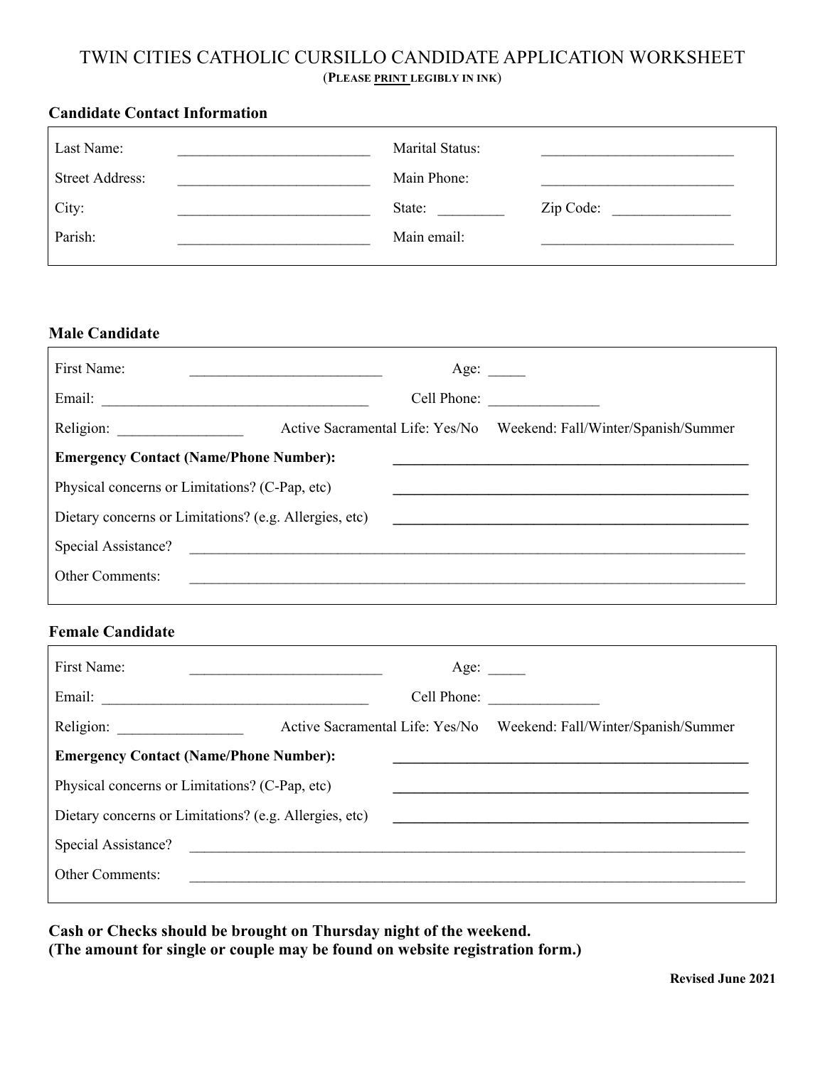# TWIN CITIES CATHOLIC CURSILLO CANDIDATE APPLICATION WORKSHEET

(PLEASE PRINT LEGIBLY IN INK)

## Candidate Contact Information

| | | | | |
|---|---|---|---|---|
| Last Name: | __________________________ | Marital Status: | __________________________ | |
| Street Address: | __________________________ | Main Phone: | __________________________ | |
| City: | __________________________ | State: _________ | Zip Code: | ________________ |
| Parish: | __________________________ | Main email: | __________________________ | |

## Male Candidate

First Name: __________________________ Age: _____

Email: ____________________________________ Cell Phone: _______________

Religion: _________________ Active Sacramental Life: Yes/No Weekend: Fall/Winter/Spanish/Summer

**Emergency Contact (Name/Phone Number):** ________________________________________________

Physical concerns or Limitations? (C-Pap, etc) ________________________________________________

Dietary concerns or Limitations? (e.g. Allergies, etc) ________________________________________________

Special Assistance? ________________________________________________________________________________

Other Comments: ________________________________________________________________________________

## Female Candidate

First Name: __________________________ Age: _____

Email: ____________________________________ Cell Phone: _______________

Religion: _________________ Active Sacramental Life: Yes/No Weekend: Fall/Winter/Spanish/Summer

**Emergency Contact (Name/Phone Number):** ________________________________________________

Physical concerns or Limitations? (C-Pap, etc) ________________________________________________

Dietary concerns or Limitations? (e.g. Allergies, etc) ________________________________________________

Special Assistance? ________________________________________________________________________________

Other Comments: ________________________________________________________________________________

**Cash or Checks should be brought on Thursday night of the weekend.**
**(The amount for single or couple may be found on website registration form.)**

**Revised June 2021**